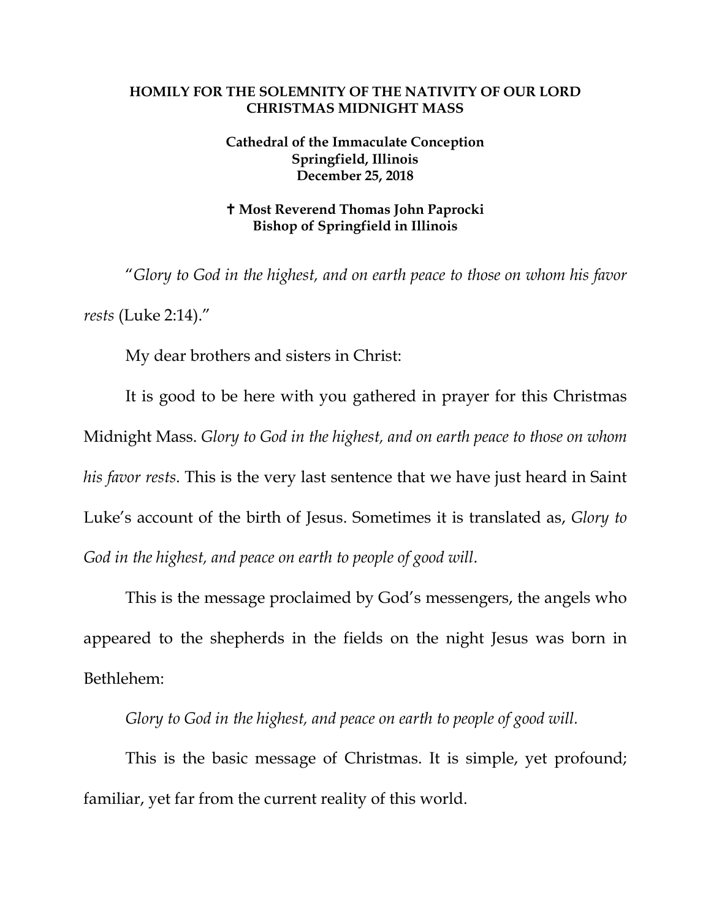**HOMILY FOR THE SOLEMNITY OF THE NATIVITY OF OUR LORD**
**CHRISTMAS MIDNIGHT MASS**

**Cathedral of the Immaculate Conception**
**Springfield, Illinois**
**December 25, 2018**

**✝ Most Reverend Thomas John Paprocki**
**Bishop of Springfield in Illinois**

"*Glory to God in the highest, and on earth peace to those on whom his favor rests* (Luke 2:14)."

My dear brothers and sisters in Christ:

It is good to be here with you gathered in prayer for this Christmas Midnight Mass. *Glory to God in the highest, and on earth peace to those on whom his favor rests.* This is the very last sentence that we have just heard in Saint Luke's account of the birth of Jesus. Sometimes it is translated as, *Glory to God in the highest, and peace on earth to people of good will*.

This is the message proclaimed by God's messengers, the angels who appeared to the shepherds in the fields on the night Jesus was born in Bethlehem:

*Glory to God in the highest, and peace on earth to people of good will.*

This is the basic message of Christmas. It is simple, yet profound; familiar, yet far from the current reality of this world.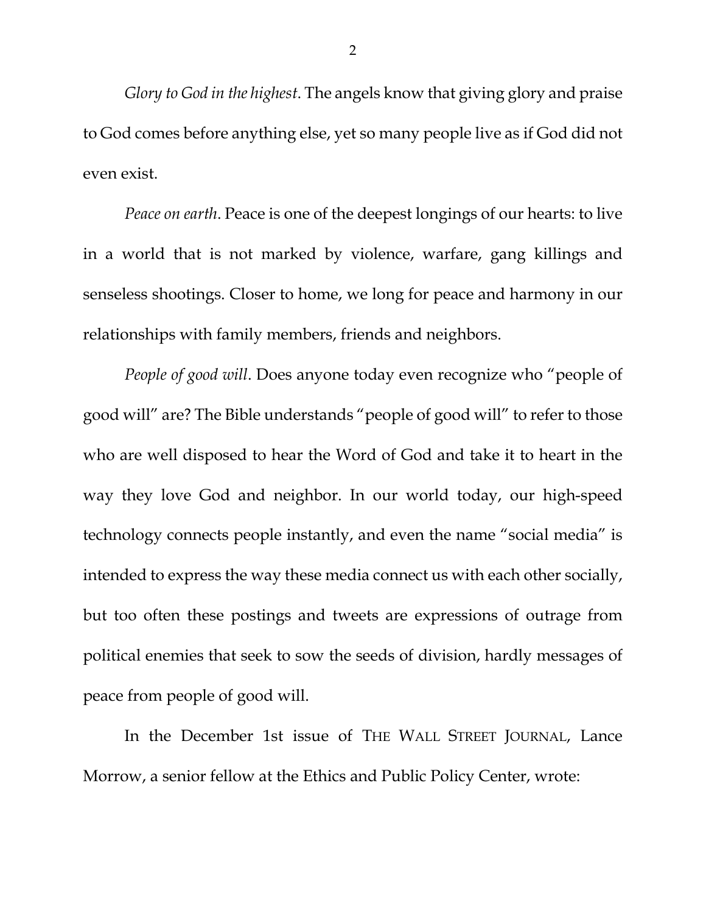*Glory to God in the highest*. The angels know that giving glory and praise to God comes before anything else, yet so many people live as if God did not even exist.

*Peace on earth*. Peace is one of the deepest longings of our hearts: to live in a world that is not marked by violence, warfare, gang killings and senseless shootings. Closer to home, we long for peace and harmony in our relationships with family members, friends and neighbors.

*People of good will*. Does anyone today even recognize who "people of good will" are? The Bible understands "people of good will" to refer to those who are well disposed to hear the Word of God and take it to heart in the way they love God and neighbor. In our world today, our high-speed technology connects people instantly, and even the name "social media" is intended to express the way these media connect us with each other socially, but too often these postings and tweets are expressions of outrage from political enemies that seek to sow the seeds of division, hardly messages of peace from people of good will.

In the December 1st issue of THE WALL STREET JOURNAL, Lance Morrow, a senior fellow at the Ethics and Public Policy Center, wrote: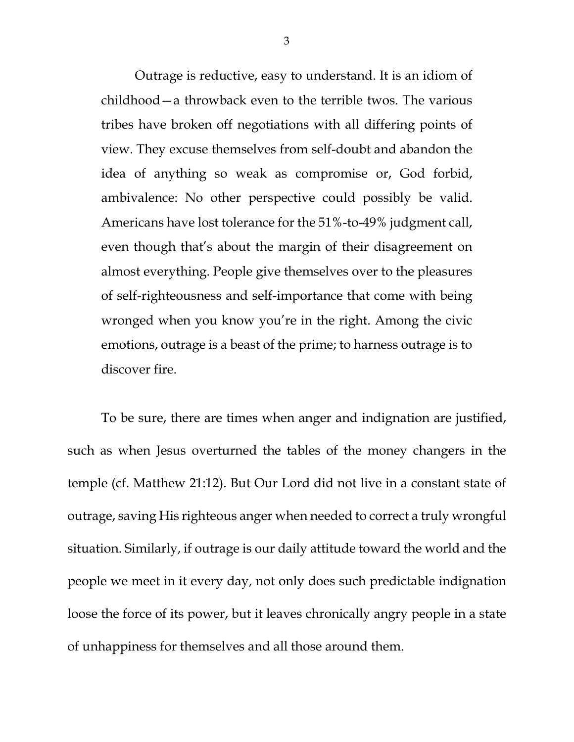> Outrage is reductive, easy to understand. It is an idiom of childhood—a throwback even to the terrible twos. The various tribes have broken off negotiations with all differing points of view. They excuse themselves from self-doubt and abandon the idea of anything so weak as compromise or, God forbid, ambivalence: No other perspective could possibly be valid. Americans have lost tolerance for the 51%-to-49% judgment call, even though that's about the margin of their disagreement on almost everything. People give themselves over to the pleasures of self-righteousness and self-importance that come with being wronged when you know you're in the right. Among the civic emotions, outrage is a beast of the prime; to harness outrage is to discover fire.

To be sure, there are times when anger and indignation are justified, such as when Jesus overturned the tables of the money changers in the temple (cf. Matthew 21:12). But Our Lord did not live in a constant state of outrage, saving His righteous anger when needed to correct a truly wrongful situation. Similarly, if outrage is our daily attitude toward the world and the people we meet in it every day, not only does such predictable indignation loose the force of its power, but it leaves chronically angry people in a state of unhappiness for themselves and all those around them.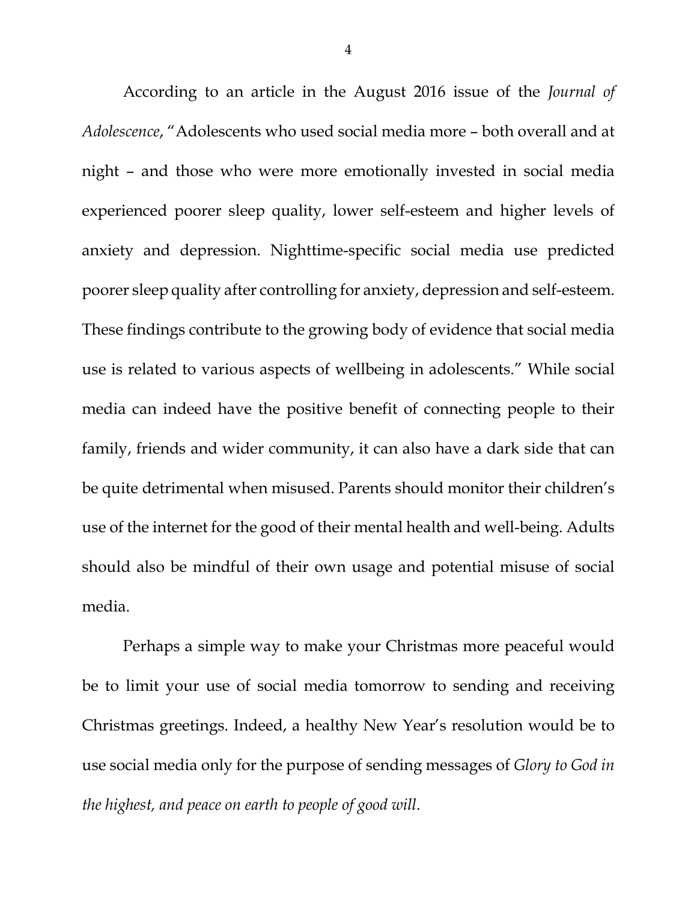According to an article in the August 2016 issue of the *Journal of Adolescence*, "Adolescents who used social media more – both overall and at night – and those who were more emotionally invested in social media experienced poorer sleep quality, lower self-esteem and higher levels of anxiety and depression. Nighttime-specific social media use predicted poorer sleep quality after controlling for anxiety, depression and self-esteem. These findings contribute to the growing body of evidence that social media use is related to various aspects of wellbeing in adolescents." While social media can indeed have the positive benefit of connecting people to their family, friends and wider community, it can also have a dark side that can be quite detrimental when misused. Parents should monitor their children's use of the internet for the good of their mental health and well-being. Adults should also be mindful of their own usage and potential misuse of social media.

Perhaps a simple way to make your Christmas more peaceful would be to limit your use of social media tomorrow to sending and receiving Christmas greetings. Indeed, a healthy New Year's resolution would be to use social media only for the purpose of sending messages of *Glory to God in the highest, and peace on earth to people of good will*.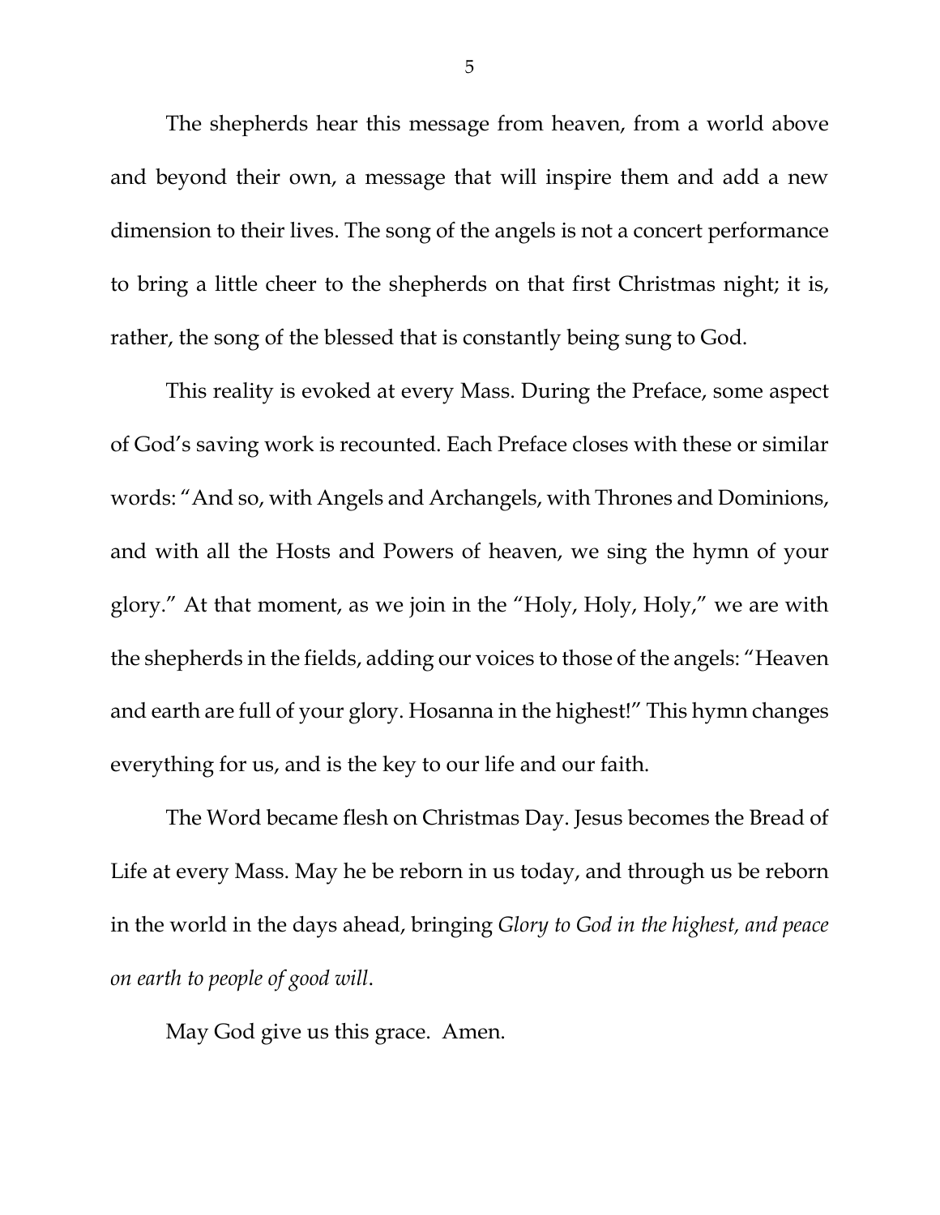The shepherds hear this message from heaven, from a world above and beyond their own, a message that will inspire them and add a new dimension to their lives. The song of the angels is not a concert performance to bring a little cheer to the shepherds on that first Christmas night; it is, rather, the song of the blessed that is constantly being sung to God.

This reality is evoked at every Mass. During the Preface, some aspect of God's saving work is recounted. Each Preface closes with these or similar words: "And so, with Angels and Archangels, with Thrones and Dominions, and with all the Hosts and Powers of heaven, we sing the hymn of your glory." At that moment, as we join in the "Holy, Holy, Holy," we are with the shepherds in the fields, adding our voices to those of the angels: "Heaven and earth are full of your glory. Hosanna in the highest!" This hymn changes everything for us, and is the key to our life and our faith.

The Word became flesh on Christmas Day. Jesus becomes the Bread of Life at every Mass. May he be reborn in us today, and through us be reborn in the world in the days ahead, bringing *Glory to God in the highest, and peace on earth to people of good will*.

May God give us this grace. Amen.